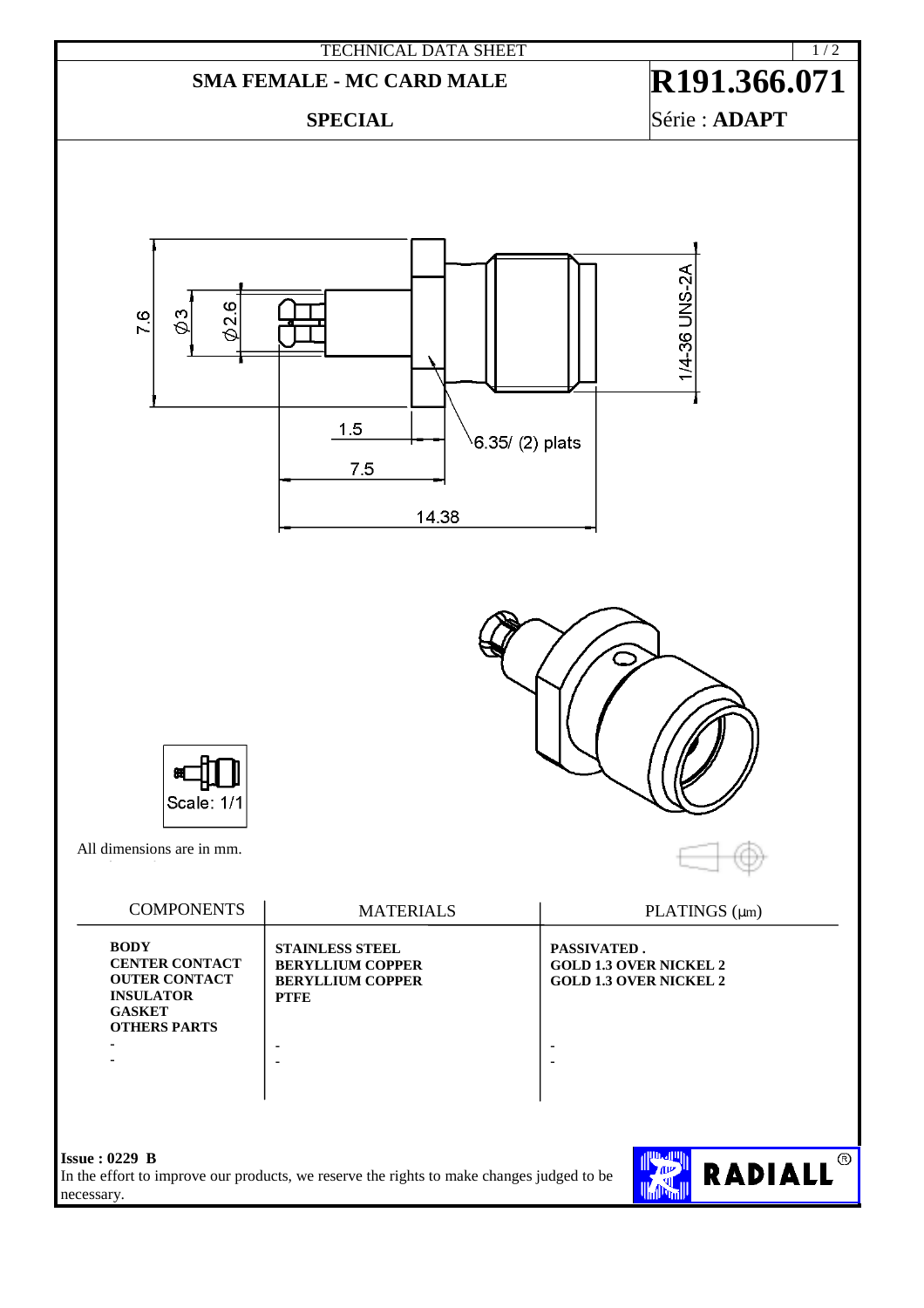TECHNICAL DATA SHEET

# SMA FEMALE - MC CARD MALE

# R191.366.071

**SPECIAL**

Série : **ADAPT**

All dimensions are in mm.

| COMPONENTS | MATERIALS | PLATINGS (µm) |
|---|---|---|
| **BODY** | **STAINLESS STEEL** | **PASSIVATED .** |
| **CENTER CONTACT** | **BERYLLIUM COPPER** | **GOLD 1.3 OVER NICKEL 2** |
| **OUTER CONTACT** | **BERYLLIUM COPPER** | **GOLD 1.3 OVER NICKEL 2** |
| **INSULATOR** | **PTFE** | |
| **GASKET** | | |
| **OTHERS PARTS** | | |
| - | - | - |
| - | - | - |

**Issue : 0229 B**

In the effort to improve our products, we reserve the rights to make changes judged to be necessary.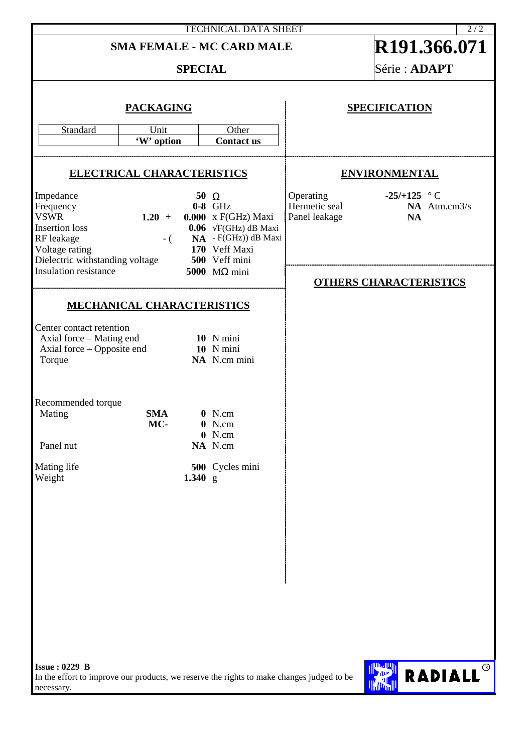TECHNICAL DATA SHEET

# SMA FEMALE - MC CARD MALE

**R191.366.071**

**SPECIAL**

Série : **ADAPT**

## PACKAGING

| Standard | Unit | Other |
|---|---|---|
| | **'W' option** | **Contact us** |

## SPECIFICATION

## ELECTRICAL CHARACTERISTICS

| | | |
|---|---|---|
| Impedance | **50** | Ω |
| Frequency | **0-8** | GHz |
| VSWR | **1.20** + **0.000** | x F(GHz) Maxi |
| Insertion loss | **0.06** | √F(GHz) dB Maxi |
| RF leakage | - ( **NA** | - F(GHz)) dB Maxi |
| Voltage rating | **170** | Veff Maxi |
| Dielectric withstanding voltage | **500** | Veff mini |
| Insulation resistance | **5000** | MΩ mini |

## ENVIRONMENTAL

| | | |
|---|---|---|
| Operating | **-25/+125** | ° C |
| Hermetic seal | **NA** | Atm.cm3/s |
| Panel leakage | **NA** | |

## OTHERS CHARACTERISTICS

## MECHANICAL CHARACTERISTICS

Center contact retention

| | | |
|---|---|---|
| Axial force – Mating end | **10** | N mini |
| Axial force – Opposite end | **10** | N mini |
| Torque | **NA** | N.cm mini |

Recommended torque

| | | | |
|---|---|---|---|
| Mating | **SMA** | **0** | N.cm |
| | **MC-** | **0** | N.cm |
| | | **0** | N.cm |
| Panel nut | | **NA** | N.cm |

| | | |
|---|---|---|
| Mating life | **500** | Cycles mini |
| Weight | **1.340** | g |

**Issue : 0229 B**

In the effort to improve our products, we reserve the rights to make changes judged to be necessary.

RADIALL®